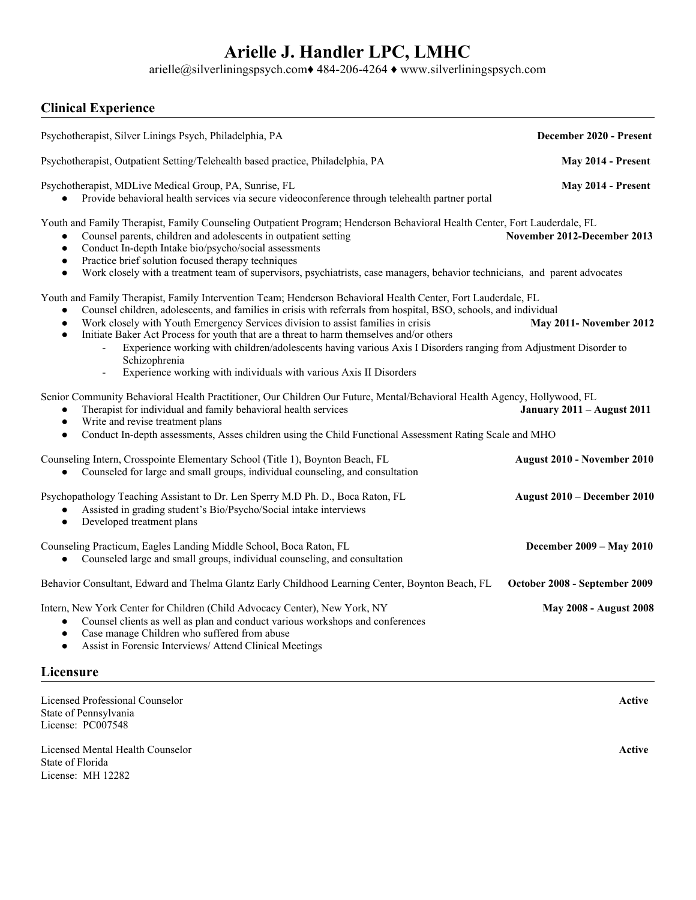# Arielle J. Handler LPC, LMHC

arielle@silverliningspsych.com♦ 484-206-4264 ♦ www.silverliningspsych.com

## Clinical Experience

Psychotherapist, Silver Linings Psych, Philadelphia, PA **December 2020 - Present**

Psychotherapist, Outpatient Setting/Telehealth based practice, Philadelphia, PA **May 2014 - Present**

Psychotherapist, MDLive Medical Group, PA, Sunrise, FL **May 2014 - Present**

- Provide behavioral health services via secure videoconference through telehealth partner portal

Youth and Family Therapist, Family Counseling Outpatient Program; Henderson Behavioral Health Center, Fort Lauderdale, FL **November 2012-December 2013**

- Counsel parents, children and adolescents in outpatient setting
- Conduct In-depth Intake bio/psycho/social assessments
- Practice brief solution focused therapy techniques
- Work closely with a treatment team of supervisors, psychiatrists, case managers, behavior technicians, and parent advocates

Youth and Family Therapist, Family Intervention Team; Henderson Behavioral Health Center, Fort Lauderdale, FL **May 2011- November 2012**

- Counsel children, adolescents, and families in crisis with referrals from hospital, BSO, schools, and individual
- Work closely with Youth Emergency Services division to assist families in crisis
- Initiate Baker Act Process for youth that are a threat to harm themselves and/or others
  - Experience working with children/adolescents having various Axis I Disorders ranging from Adjustment Disorder to Schizophrenia
  - Experience working with individuals with various Axis II Disorders

Senior Community Behavioral Health Practitioner, Our Children Our Future, Mental/Behavioral Health Agency, Hollywood, FL **January 2011 – August 2011**

- Therapist for individual and family behavioral health services
- Write and revise treatment plans
- Conduct In-depth assessments, Asses children using the Child Functional Assessment Rating Scale and MHO

Counseling Intern, Crosspointe Elementary School (Title 1), Boynton Beach, FL **August 2010 - November 2010**

- Counseled for large and small groups, individual counseling, and consultation

Psychopathology Teaching Assistant to Dr. Len Sperry M.D Ph. D., Boca Raton, FL **August 2010 – December 2010**

- Assisted in grading student's Bio/Psycho/Social intake interviews
- Developed treatment plans

Counseling Practicum, Eagles Landing Middle School, Boca Raton, FL **December 2009 – May 2010**

- Counseled large and small groups, individual counseling, and consultation

Behavior Consultant, Edward and Thelma Glantz Early Childhood Learning Center, Boynton Beach, FL **October 2008 - September 2009**

Intern, New York Center for Children (Child Advocacy Center), New York, NY **May 2008 - August 2008**

- Counsel clients as well as plan and conduct various workshops and conferences
- Case manage Children who suffered from abuse
- Assist in Forensic Interviews/ Attend Clinical Meetings

## Licensure

Licensed Professional Counselor **Active**
State of Pennsylvania
License: PC007548

Licensed Mental Health Counselor **Active**
State of Florida
License: MH 12282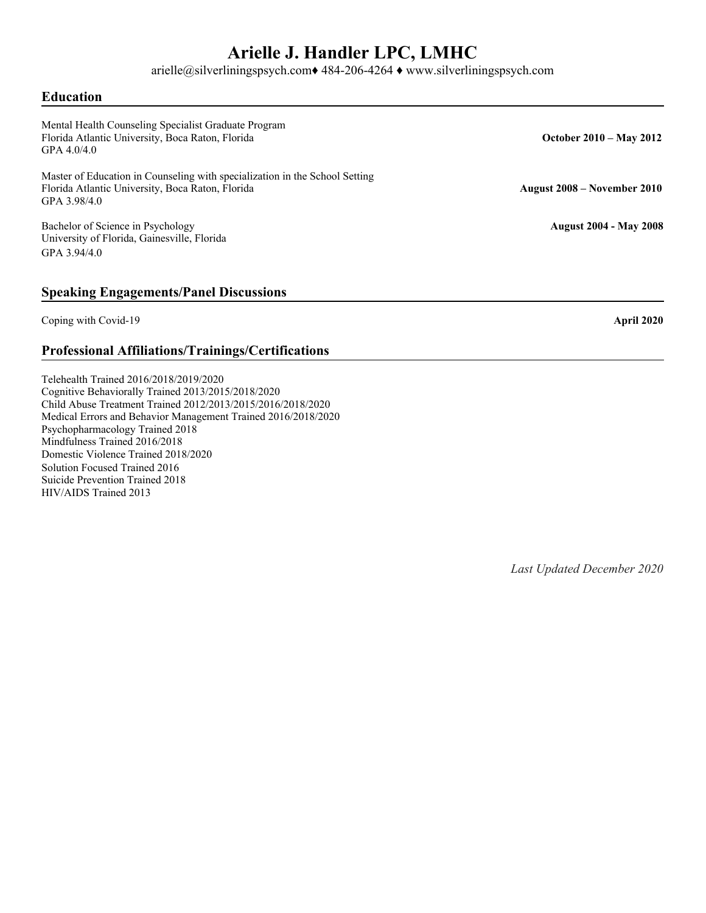# Arielle J. Handler LPC, LMHC

arielle@silverliningspsych.com♦ 484-206-4264 ♦ www.silverliningspsych.com

## Education

Mental Health Counseling Specialist Graduate Program
Florida Atlantic University, Boca Raton, Florida **October 2010 – May 2012**
GPA 4.0/4.0

Master of Education in Counseling with specialization in the School Setting
Florida Atlantic University, Boca Raton, Florida **August 2008 – November 2010**
GPA 3.98/4.0

Bachelor of Science in Psychology **August 2004 - May 2008**
University of Florida, Gainesville, Florida
GPA 3.94/4.0

## Speaking Engagements/Panel Discussions

Coping with Covid-19 **April 2020**

## Professional Affiliations/Trainings/Certifications

Telehealth Trained 2016/2018/2019/2020
Cognitive Behaviorally Trained 2013/2015/2018/2020
Child Abuse Treatment Trained 2012/2013/2015/2016/2018/2020
Medical Errors and Behavior Management Trained 2016/2018/2020
Psychopharmacology Trained 2018
Mindfulness Trained 2016/2018
Domestic Violence Trained 2018/2020
Solution Focused Trained 2016
Suicide Prevention Trained 2018
HIV/AIDS Trained 2013

*Last Updated December 2020*